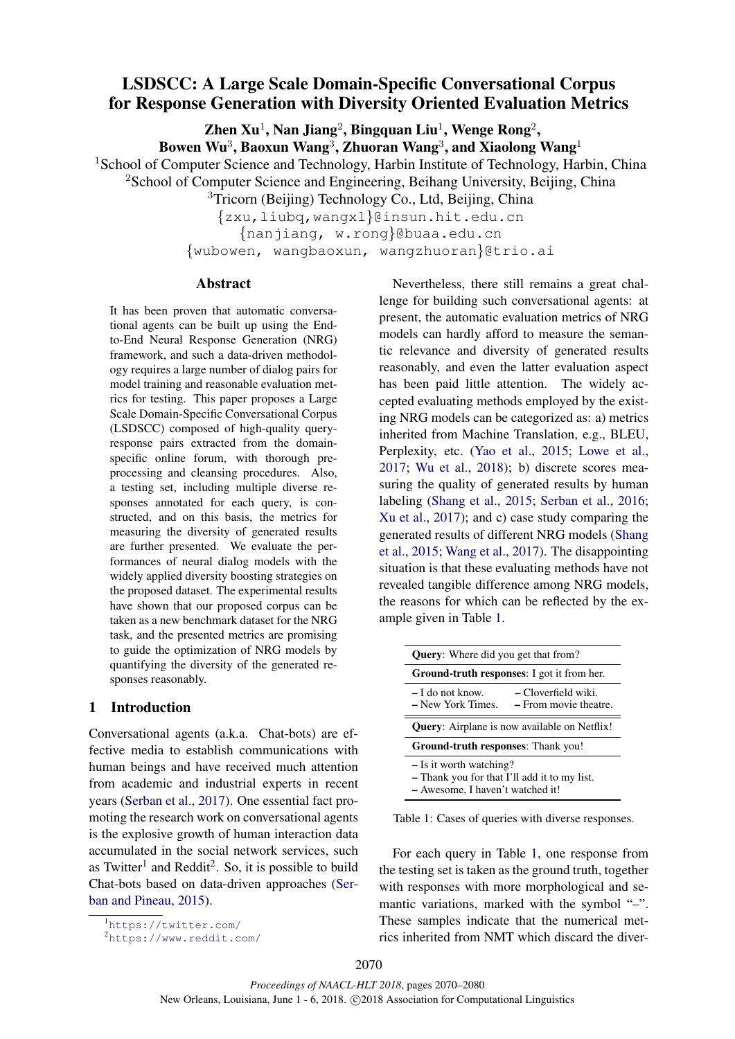# LSDSCC: A Large Scale Domain-Specific Conversational Corpus for Response Generation with Diversity Oriented Evaluation Metrics

**Zhen Xu[1], Nan Jiang[2], Bingquan Liu[1], Wenge Rong[2], Bowen Wu[3], Baoxun Wang[3], Zhuoran Wang[3], and Xiaolong Wang[1]**

[1]School of Computer Science and Technology, Harbin Institute of Technology, Harbin, China
[2]School of Computer Science and Engineering, Beihang University, Beijing, China
[3]Tricorn (Beijing) Technology Co., Ltd, Beijing, China

{zxu,liubq,wangxl}@insun.hit.edu.cn
{nanjiang, w.rong}@buaa.edu.cn
{wubowen, wangbaoxun, wangzhuoran}@trio.ai

## Abstract

It has been proven that automatic conversational agents can be built up using the End-to-End Neural Response Generation (NRG) framework, and such a data-driven methodology requires a large number of dialog pairs for model training and reasonable evaluation metrics for testing. This paper proposes a Large Scale Domain-Specific Conversational Corpus (LSDSCC) composed of high-quality query-response pairs extracted from the domain-specific online forum, with thorough pre-processing and cleansing procedures. Also, a testing set, including multiple diverse responses annotated for each query, is constructed, and on this basis, the metrics for measuring the diversity of generated results are further presented. We evaluate the performances of neural dialog models with the widely applied diversity boosting strategies on the proposed dataset. The experimental results have shown that our proposed corpus can be taken as a new benchmark dataset for the NRG task, and the presented metrics are promising to guide the optimization of NRG models by quantifying the diversity of the generated responses reasonably.

## 1 Introduction

Conversational agents (a.k.a. Chat-bots) are effective media to establish communications with human beings and have received much attention from academic and industrial experts in recent years (Serban et al., 2017). One essential fact promoting the research work on conversational agents is the explosive growth of human interaction data accumulated in the social network services, such as Twitter[1] and Reddit[2]. So, it is possible to build Chat-bots based on data-driven approaches (Serban and Pineau, 2015).

Nevertheless, there still remains a great challenge for building such conversational agents: at present, the automatic evaluation metrics of NRG models can hardly afford to measure the semantic relevance and diversity of generated results reasonably, and even the latter evaluation aspect has been paid little attention. The widely accepted evaluating methods employed by the existing NRG models can be categorized as: a) metrics inherited from Machine Translation, e.g., BLEU, Perplexity, etc. (Yao et al., 2015; Lowe et al., 2017; Wu et al., 2018); b) discrete scores measuring the quality of generated results by human labeling (Shang et al., 2015; Serban et al., 2016; Xu et al., 2017); and c) case study comparing the generated results of different NRG models (Shang et al., 2015; Wang et al., 2017). The disappointing situation is that these evaluating methods have not revealed tangible difference among NRG models, the reasons for which can be reflected by the example given in Table 1.

| | |
|---|---|
| **Query**: Where did you get that from? | |
| **Ground-truth responses**: I got it from her. | |
| – I do not know. | – Cloverfield wiki. |
| – New York Times. | – From movie theatre. |
| **Query**: Airplane is now available on Netflix! | |
| **Ground-truth responses**: Thank you! | |
| – Is it worth watching? | |
| – Thank you for that I'll add it to my list. | |
| – Awesome, I haven't watched it! | |

Table 1: Cases of queries with diverse responses.

For each query in Table 1, one response from the testing set is taken as the ground truth, together with responses with more morphological and semantic variations, marked with the symbol "–". These samples indicate that the numerical metrics inherited from NMT which discard the diver-

[1]https://twitter.com/
[2]https://www.reddit.com/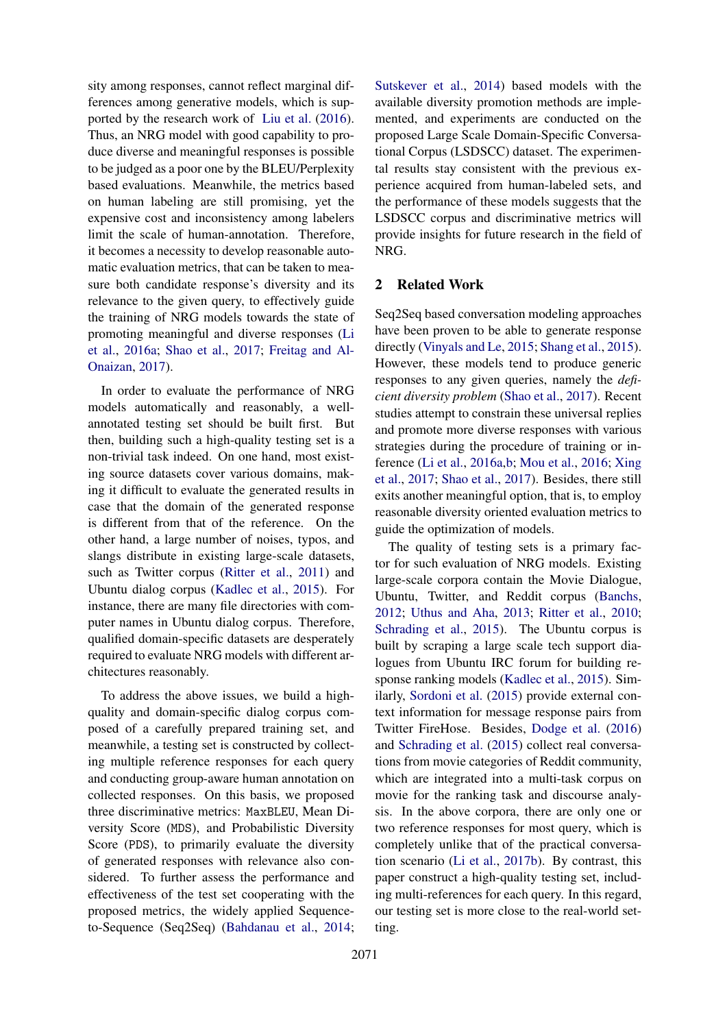sity among responses, cannot reflect marginal differences among generative models, which is supported by the research work of Liu et al. (2016). Thus, an NRG model with good capability to produce diverse and meaningful responses is possible to be judged as a poor one by the BLEU/Perplexity based evaluations. Meanwhile, the metrics based on human labeling are still promising, yet the expensive cost and inconsistency among labelers limit the scale of human-annotation. Therefore, it becomes a necessity to develop reasonable automatic evaluation metrics, that can be taken to measure both candidate response's diversity and its relevance to the given query, to effectively guide the training of NRG models towards the state of promoting meaningful and diverse responses (Li et al., 2016a; Shao et al., 2017; Freitag and Al-Onaizan, 2017).

In order to evaluate the performance of NRG models automatically and reasonably, a well-annotated testing set should be built first. But then, building such a high-quality testing set is a non-trivial task indeed. On one hand, most existing source datasets cover various domains, making it difficult to evaluate the generated results in case that the domain of the generated response is different from that of the reference. On the other hand, a large number of noises, typos, and slangs distribute in existing large-scale datasets, such as Twitter corpus (Ritter et al., 2011) and Ubuntu dialog corpus (Kadlec et al., 2015). For instance, there are many file directories with computer names in Ubuntu dialog corpus. Therefore, qualified domain-specific datasets are desperately required to evaluate NRG models with different architectures reasonably.

To address the above issues, we build a high-quality and domain-specific dialog corpus composed of a carefully prepared training set, and meanwhile, a testing set is constructed by collecting multiple reference responses for each query and conducting group-aware human annotation on collected responses. On this basis, we proposed three discriminative metrics: MaxBLEU, Mean Diversity Score (MDS), and Probabilistic Diversity Score (PDS), to primarily evaluate the diversity of generated responses with relevance also considered. To further assess the performance and effectiveness of the test set cooperating with the proposed metrics, the widely applied Sequence-to-Sequence (Seq2Seq) (Bahdanau et al., 2014; Sutskever et al., 2014) based models with the available diversity promotion methods are implemented, and experiments are conducted on the proposed Large Scale Domain-Specific Conversational Corpus (LSDSCC) dataset. The experimental results stay consistent with the previous experience acquired from human-labeled sets, and the performance of these models suggests that the LSDSCC corpus and discriminative metrics will provide insights for future research in the field of NRG.

## 2 Related Work

Seq2Seq based conversation modeling approaches have been proven to be able to generate response directly (Vinyals and Le, 2015; Shang et al., 2015). However, these models tend to produce generic responses to any given queries, namely the *deficient diversity problem* (Shao et al., 2017). Recent studies attempt to constrain these universal replies and promote more diverse responses with various strategies during the procedure of training or inference (Li et al., 2016a,b; Mou et al., 2016; Xing et al., 2017; Shao et al., 2017). Besides, there still exits another meaningful option, that is, to employ reasonable diversity oriented evaluation metrics to guide the optimization of models.

The quality of testing sets is a primary factor for such evaluation of NRG models. Existing large-scale corpora contain the Movie Dialogue, Ubuntu, Twitter, and Reddit corpus (Banchs, 2012; Uthus and Aha, 2013; Ritter et al., 2010; Schrading et al., 2015). The Ubuntu corpus is built by scraping a large scale tech support dialogues from Ubuntu IRC forum for building response ranking models (Kadlec et al., 2015). Similarly, Sordoni et al. (2015) provide external context information for message response pairs from Twitter FireHose. Besides, Dodge et al. (2016) and Schrading et al. (2015) collect real conversations from movie categories of Reddit community, which are integrated into a multi-task corpus on movie for the ranking task and discourse analysis. In the above corpora, there are only one or two reference responses for most query, which is completely unlike that of the practical conversation scenario (Li et al., 2017b). By contrast, this paper construct a high-quality testing set, including multi-references for each query. In this regard, our testing set is more close to the real-world setting.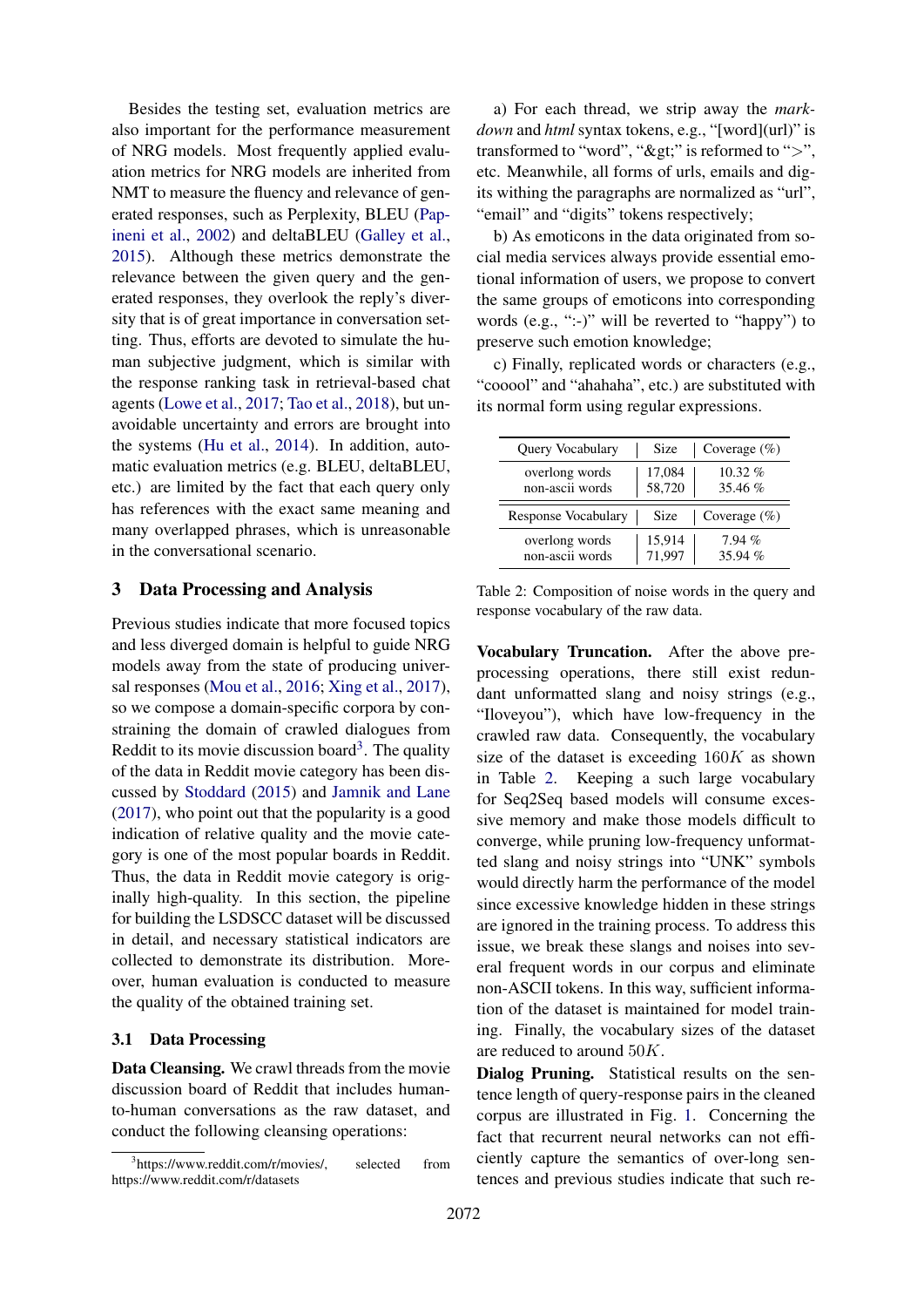Besides the testing set, evaluation metrics are also important for the performance measurement of NRG models. Most frequently applied evaluation metrics for NRG models are inherited from NMT to measure the fluency and relevance of generated responses, such as Perplexity, BLEU (Papineni et al., 2002) and deltaBLEU (Galley et al., 2015). Although these metrics demonstrate the relevance between the given query and the generated responses, they overlook the reply's diversity that is of great importance in conversation setting. Thus, efforts are devoted to simulate the human subjective judgment, which is similar with the response ranking task in retrieval-based chat agents (Lowe et al., 2017; Tao et al., 2018), but unavoidable uncertainty and errors are brought into the systems (Hu et al., 2014). In addition, automatic evaluation metrics (e.g. BLEU, deltaBLEU, etc.) are limited by the fact that each query only has references with the exact same meaning and many overlapped phrases, which is unreasonable in the conversational scenario.

## 3 Data Processing and Analysis

Previous studies indicate that more focused topics and less diverged domain is helpful to guide NRG models away from the state of producing universal responses (Mou et al., 2016; Xing et al., 2017), so we compose a domain-specific corpora by constraining the domain of crawled dialogues from Reddit to its movie discussion board[3]. The quality of the data in Reddit movie category has been discussed by Stoddard (2015) and Jamnik and Lane (2017), who point out that the popularity is a good indication of relative quality and the movie category is one of the most popular boards in Reddit. Thus, the data in Reddit movie category is originally high-quality. In this section, the pipeline for building the LSDSCC dataset will be discussed in detail, and necessary statistical indicators are collected to demonstrate its distribution. Moreover, human evaluation is conducted to measure the quality of the obtained training set.

### 3.1 Data Processing

**Data Cleansing.** We crawl threads from the movie discussion board of Reddit that includes human-to-human conversations as the raw dataset, and conduct the following cleansing operations:

a) For each thread, we strip away the *markdown* and *html* syntax tokens, e.g., "[word](url)" is transformed to "word", "&gt;" is reformed to ">", etc. Meanwhile, all forms of urls, emails and digits withing the paragraphs are normalized as "url", "email" and "digits" tokens respectively;

b) As emoticons in the data originated from social media services always provide essential emotional information of users, we propose to convert the same groups of emoticons into corresponding words (e.g., ":-)" will be reverted to "happy") to preserve such emotion knowledge;

c) Finally, replicated words or characters (e.g., "cooool" and "ahahaha", etc.) are substituted with its normal form using regular expressions.

| Query Vocabulary | Size | Coverage (%) |
|---|---|---|
| overlong words | 17,084 | 10.32 % |
| non-ascii words | 58,720 | 35.46 % |
| **Response Vocabulary** | **Size** | **Coverage (%)** |
| overlong words | 15,914 | 7.94 % |
| non-ascii words | 71,997 | 35.94 % |

Table 2: Composition of noise words in the query and response vocabulary of the raw data.

**Vocabulary Truncation.** After the above preprocessing operations, there still exist redundant unformatted slang and noisy strings (e.g., "Iloveyou"), which have low-frequency in the crawled raw data. Consequently, the vocabulary size of the dataset is exceeding $160K$ as shown in Table 2. Keeping a such large vocabulary for Seq2Seq based models will consume excessive memory and make those models difficult to converge, while pruning low-frequency unformatted slang and noisy strings into "UNK" symbols would directly harm the performance of the model since excessive knowledge hidden in these strings are ignored in the training process. To address this issue, we break these slangs and noises into several frequent words in our corpus and eliminate non-ASCII tokens. In this way, sufficient information of the dataset is maintained for model training. Finally, the vocabulary sizes of the dataset are reduced to around $50K$.

**Dialog Pruning.** Statistical results on the sentence length of query-response pairs in the cleaned corpus are illustrated in Fig. 1. Concerning the fact that recurrent neural networks can not efficiently capture the semantics of over-long sentences and previous studies indicate that such re-

[3] https://www.reddit.com/r/movies/, selected from https://www.reddit.com/r/datasets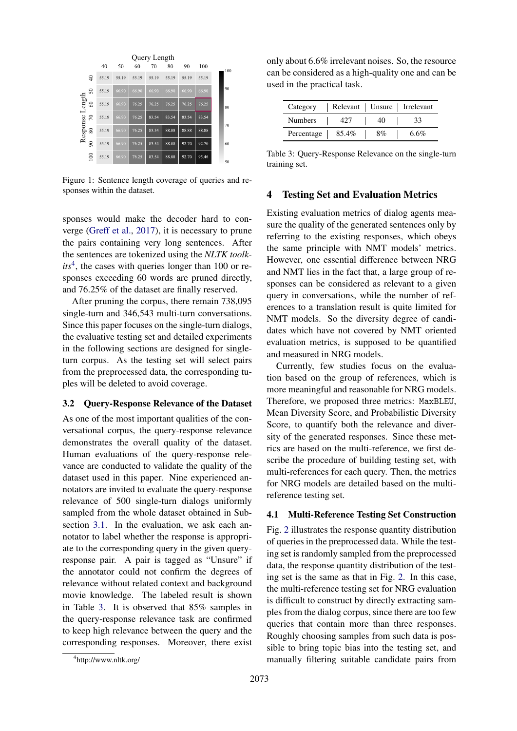| Response Length \ Query Length | 40 | 50 | 60 | 70 | 80 | 90 | 100 |
|---|---|---|---|---|---|---|---|
| 40 | 55.19 | 55.19 | 55.19 | 55.19 | 55.19 | 55.19 | 55.19 |
| 50 | 55.19 | 66.90 | 66.90 | 66.90 | 66.90 | 66.90 | 66.90 |
| 60 | 55.19 | 66.90 | 76.25 | 76.25 | 76.25 | 76.25 | 76.25 |
| 70 | 55.19 | 66.90 | 76.25 | 83.54 | 83.54 | 83.54 | 83.54 |
| 80 | 55.19 | 66.90 | 76.25 | 83.54 | 88.88 | 88.88 | 88.88 |
| 90 | 55.19 | 66.90 | 76.25 | 83.54 | 88.88 | 92.70 | 92.70 |
| 100 | 55.19 | 66.90 | 76.25 | 83.54 | 88.88 | 92.70 | 95.46 |

Figure 1: Sentence length coverage of queries and responses within the dataset.

sponses would make the decoder hard to converge (Greff et al., 2017), it is necessary to prune the pairs containing very long sentences. After the sentences are tokenized using the *NLTK toolkits*[4], the cases with queries longer than 100 or responses exceeding 60 words are pruned directly, and 76.25% of the dataset are finally reserved.

After pruning the corpus, there remain 738,095 single-turn and 346,543 multi-turn conversations. Since this paper focuses on the single-turn dialogs, the evaluative testing set and detailed experiments in the following sections are designed for single-turn corpus. As the testing set will select pairs from the preprocessed data, the corresponding tuples will be deleted to avoid coverage.

### 3.2 Query-Response Relevance of the Dataset

As one of the most important qualities of the conversational corpus, the query-response relevance demonstrates the overall quality of the dataset. Human evaluations of the query-response relevance are conducted to validate the quality of the dataset used in this paper. Nine experienced annotators are invited to evaluate the query-response relevance of 500 single-turn dialogs uniformly sampled from the whole dataset obtained in Subsection 3.1. In the evaluation, we ask each annotator to label whether the response is appropriate to the corresponding query in the given query-response pair. A pair is tagged as "Unsure" if the annotator could not confirm the degrees of relevance without related context and background movie knowledge. The labeled result is shown in Table 3. It is observed that 85% samples in the query-response relevance task are confirmed to keep high relevance between the query and the corresponding responses. Moreover, there exist only about 6.6% irrelevant noises. So, the resource can be considered as a high-quality one and can be used in the practical task.

[4]http://www.nltk.org/

| Category | Relevant | Unsure | Irrelevant |
|---|---|---|---|
| Numbers | 427 | 40 | 33 |
| Percentage | 85.4% | 8% | 6.6% |

Table 3: Query-Response Relevance on the single-turn training set.

## 4 Testing Set and Evaluation Metrics

Existing evaluation metrics of dialog agents measure the quality of the generated sentences only by referring to the existing responses, which obeys the same principle with NMT models' metrics. However, one essential difference between NRG and NMT lies in the fact that, a large group of responses can be considered as relevant to a given query in conversations, while the number of references to a translation result is quite limited for NMT models. So the diversity degree of candidates which have not covered by NMT oriented evaluation metrics, is supposed to be quantified and measured in NRG models.

Currently, few studies focus on the evaluation based on the group of references, which is more meaningful and reasonable for NRG models. Therefore, we proposed three metrics: `MaxBLEU`, Mean Diversity Score, and Probabilistic Diversity Score, to quantify both the relevance and diversity of the generated responses. Since these metrics are based on the multi-reference, we first describe the procedure of building testing set, with multi-references for each query. Then, the metrics for NRG models are detailed based on the multi-reference testing set.

### 4.1 Multi-Reference Testing Set Construction

Fig. 2 illustrates the response quantity distribution of queries in the preprocessed data. While the testing set is randomly sampled from the preprocessed data, the response quantity distribution of the testing set is the same as that in Fig. 2. In this case, the multi-reference testing set for NRG evaluation is difficult to construct by directly extracting samples from the dialog corpus, since there are too few queries that contain more than three responses. Roughly choosing samples from such data is possible to bring topic bias into the testing set, and manually filtering suitable candidate pairs from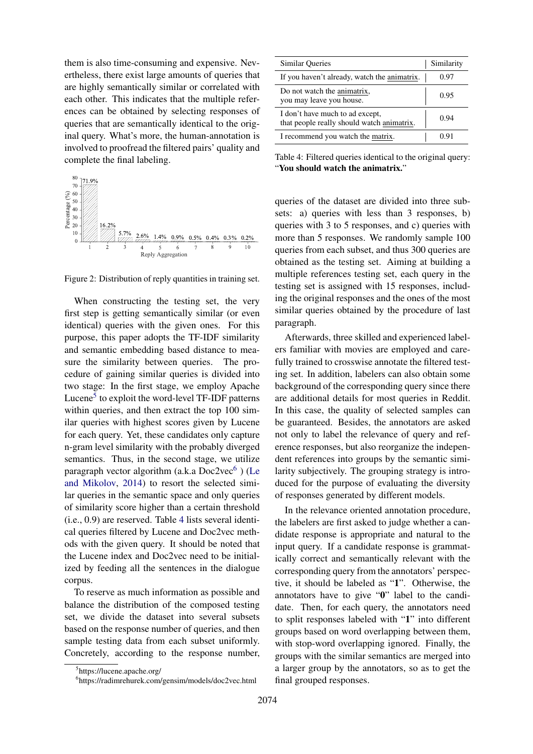them is also time-consuming and expensive. Nevertheless, there exist large amounts of queries that are highly semantically similar or correlated with each other. This indicates that the multiple references can be obtained by selecting responses of queries that are semantically identical to the original query. What's more, the human-annotation is involved to proofread the filtered pairs' quality and complete the final labeling.

Figure 2: Distribution of reply quantities in training set.

When constructing the testing set, the very first step is getting semantically similar (or even identical) queries with the given ones. For this purpose, this paper adopts the TF-IDF similarity and semantic embedding based distance to measure the similarity between queries. The procedure of gaining similar queries is divided into two stage: In the first stage, we employ Apache Lucene[5] to exploit the word-level TF-IDF patterns within queries, and then extract the top 100 similar queries with highest scores given by Lucene for each query. Yet, these candidates only capture n-gram level similarity with the probably diverged semantics. Thus, in the second stage, we utilize paragraph vector algorithm (a.k.a Doc2vec[6] ) (Le and Mikolov, 2014) to resort the selected similar queries in the semantic space and only queries of similarity score higher than a certain threshold (i.e., 0.9) are reserved. Table 4 lists several identical queries filtered by Lucene and Doc2vec methods with the given query. It should be noted that the Lucene index and Doc2vec need to be initialized by feeding all the sentences in the dialogue corpus.

To reserve as much information as possible and balance the distribution of the composed testing set, we divide the dataset into several subsets based on the response number of queries, and then sample testing data from each subset uniformly. Concretely, according to the response number,

| Similar Queries | Similarity |
|---|---|
| If you haven't already, watch the animatrix. | 0.97 |
| Do not watch the animatrix, you may leave you house. | 0.95 |
| I don't have much to ad except, that people really should watch animatrix. | 0.94 |
| I recommend you watch the matrix. | 0.91 |

Table 4: Filtered queries identical to the original query: "**You should watch the animatrix.**"

queries of the dataset are divided into three subsets: a) queries with less than 3 responses, b) queries with 3 to 5 responses, and c) queries with more than 5 responses. We randomly sample 100 queries from each subset, and thus 300 queries are obtained as the testing set. Aiming at building a multiple references testing set, each query in the testing set is assigned with 15 responses, including the original responses and the ones of the most similar queries obtained by the procedure of last paragraph.

Afterwards, three skilled and experienced labelers familiar with movies are employed and carefully trained to crosswise annotate the filtered testing set. In addition, labelers can also obtain some background of the corresponding query since there are additional details for most queries in Reddit. In this case, the quality of selected samples can be guaranteed. Besides, the annotators are asked not only to label the relevance of query and reference responses, but also reorganize the independent references into groups by the semantic similarity subjectively. The grouping strategy is introduced for the purpose of evaluating the diversity of responses generated by different models.

In the relevance oriented annotation procedure, the labelers are first asked to judge whether a candidate response is appropriate and natural to the input query. If a candidate response is grammatically correct and semantically relevant with the corresponding query from the annotators' perspective, it should be labeled as "**1**". Otherwise, the annotators have to give "**0**" label to the candidate. Then, for each query, the annotators need to split responses labeled with "**1**" into different groups based on word overlapping between them, with stop-word overlapping ignored. Finally, the groups with the similar semantics are merged into a larger group by the annotators, so as to get the final grouped responses.

[5] https://lucene.apache.org/

[6] https://radimrehurek.com/gensim/models/doc2vec.html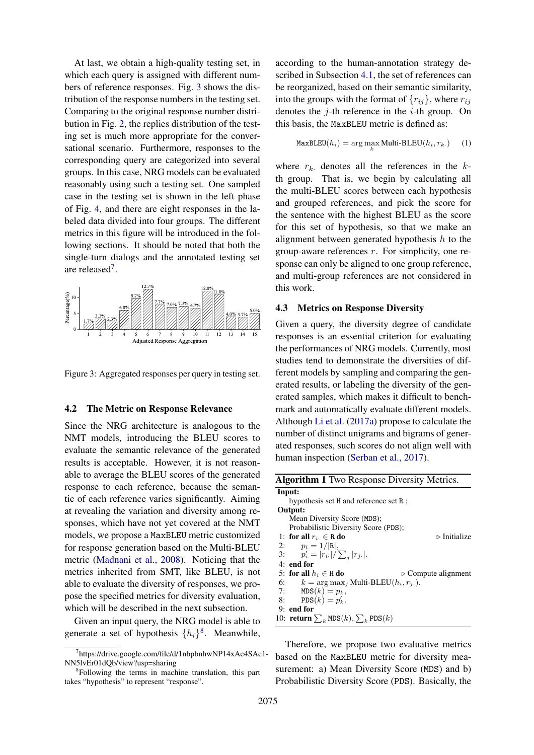At last, we obtain a high-quality testing set, in which each query is assigned with different numbers of reference responses. Fig. 3 shows the distribution of the response numbers in the testing set. Comparing to the original response number distribution in Fig. 2, the replies distribution of the testing set is much more appropriate for the conversational scenario. Furthermore, responses to the corresponding query are categorized into several groups. In this case, NRG models can be evaluated reasonably using such a testing set. One sampled case in the testing set is shown in the left phase of Fig. 4, and there are eight responses in the labeled data divided into four groups. The different metrics in this figure will be introduced in the following sections. It should be noted that both the single-turn dialogs and the annotated testing set are released[7].

Figure 3: Aggregated responses per query in testing set.

### 4.2 The Metric on Response Relevance

Since the NRG architecture is analogous to the NMT models, introducing the BLEU scores to evaluate the semantic relevance of the generated results is acceptable. However, it is not reasonable to average the BLEU scores of the generated response to each reference, because the semantic of each reference varies significantly. Aiming at revealing the variation and diversity among responses, which have not yet covered at the NMT models, we propose a MaxBLEU metric customized for response generation based on the Multi-BLEU metric (Madnani et al., 2008). Noticing that the metrics inherited from SMT, like BLEU, is not able to evaluate the diversity of responses, we propose the specified metrics for diversity evaluation, which will be described in the next subsection.

Given an input query, the NRG model is able to generate a set of hypothesis $\{h_i\}$[8]. Meanwhile, according to the human-annotation strategy described in Subsection 4.1, the set of references can be reorganized, based on their semantic similarity, into the groups with the format of $\{r_{ij}\}$, where $r_{ij}$ denotes the $j$-th reference in the $i$-th group. On this basis, the MaxBLEU metric is defined as:

$$\texttt{MaxBLEU}(h_i) = \arg\max_k \text{Multi-BLEU}(h_i, r_{k\cdot}) \quad (1)$$

where $r_{k\cdot}$ denotes all the references in the $k$-th group. That is, we begin by calculating all the multi-BLEU scores between each hypothesis and grouped references, and pick the score for the sentence with the highest BLEU as the score for this set of hypothesis, so that we make an alignment between generated hypothesis $h$ to the group-aware references $r$. For simplicity, one response can only be aligned to one group reference, and multi-group references are not considered in this work.

### 4.3 Metrics on Response Diversity

Given a query, the diversity degree of candidate responses is an essential criterion for evaluating the performances of NRG models. Currently, most studies tend to demonstrate the diversities of different models by sampling and comparing the generated results, or labeling the diversity of the generated samples, which makes it difficult to benchmark and automatically evaluate different models. Although Li et al. (2017a) propose to calculate the number of distinct unigrams and bigrams of generated responses, such scores do not align well with human inspection (Serban et al., 2017).

**Algorithm 1** Two Response Diversity Metrics.

**Input:**
 hypothesis set H and reference set R ;
**Output:**
 Mean Diversity Score (MDS);
 Probabilistic Diversity Score (PDS);

1: **for all** $r_{i\cdot} \in$ R **do** ▷ Initialize
2: $\quad p_i = 1/|\text{R}|$,
3: $\quad p'_i = |r_{i\cdot}|/\sum_j |r_{j\cdot}|$.
4: **end for**
5: **for all** $h_i \in$ H **do** ▷ Compute alignment
6: $\quad k = \arg\max_j \text{Multi-BLEU}(h_i, r_{j\cdot})$.
7: $\quad \texttt{MDS}(k) = p_k$,
8: $\quad \texttt{PDS}(k) = p'_k$.
9: **end for**
10: **return** $\sum_k \texttt{MDS}(k), \sum_k \texttt{PDS}(k)$

Therefore, we propose two evaluative metrics based on the MaxBLEU metric for diversity measurement: a) Mean Diversity Score (MDS) and b) Probabilistic Diversity Score (PDS). Basically, the

[7] https://drive.google.com/file/d/1nbpbnhwNP14xAc4SAc1-NN5lvEr01dQb/view?usp=sharing

[8] Following the terms in machine translation, this part takes "hypothesis" to represent "response".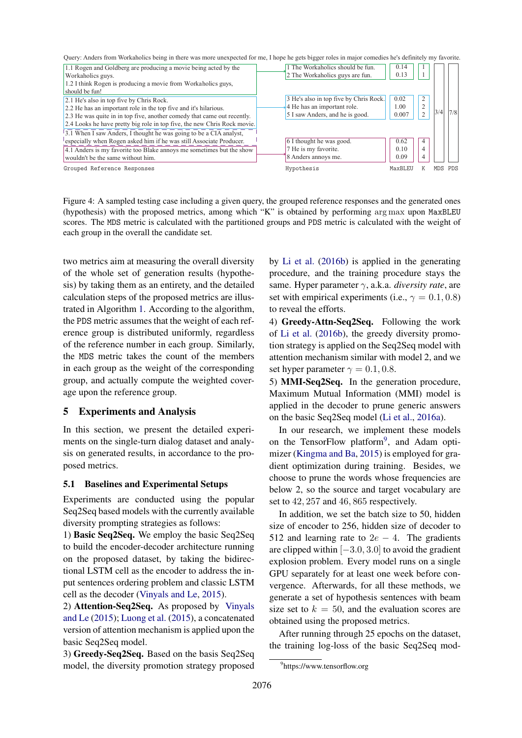Query: Anders from Workaholics being in there was more unexpected for me, I hope he gets bigger roles in major comedies he's definitely my favorite.

| Grouped Reference Responses | Hypothesis | MaxBLEU | K | MDS | PDS |
|---|---|---|---|---|---|
| 1.1 Rogen and Goldberg are producing a movie being acted by the Workaholics guys.<br>1.2 I think Rogen is producing a movie from Workaholics guys, should be fun! | 1 The Workaholics should be fun. | 0.14 | 1 | 3/4 | 7/8 |
| | 2 The Workaholics guys are fun. | 0.13 | 1 | | |
| 2.1 He's also in top five by Chris Rock.<br>2.2 He has an important role in the top five and it's hilarious.<br>2.3 He was quite in in top five, another comedy that came out recently.<br>2.4 Looks he have pretty big role in top five, the new Chris Rock movie. | 3 He's also in top five by Chris Rock. | 0.02 | 2 | | |
| | 4 He has an important role. | 1.00 | 2 | | |
| | 5 I saw Anders, and he is good. | 0.007 | 2 | | |
| 3.1 When I saw Anders, I thought he was going to be a CIA analyst, especially when Rogen asked him if he was still Associate Producer. | | | | | |
| 4.1 Anders is my favorite too Blake annoys me sometimes but the show wouldn't be the same without him. | 6 I thought he was good. | 0.62 | 4 | | |
| | 7 He is my favorite. | 0.10 | 4 | | |
| | 8 Anders annoys me. | 0.09 | 4 | | |

Figure 4: A sampled testing case including a given query, the grouped reference responses and the generated ones (hypothesis) with the proposed metrics, among which "K" is obtained by performing arg max upon MaxBLEU scores. The MDS metric is calculated with the partitioned groups and PDS metric is calculated with the weight of each group in the overall the candidate set.

two metrics aim at measuring the overall diversity of the whole set of generation results (hypothesis) by taking them as an entirety, and the detailed calculation steps of the proposed metrics are illustrated in Algorithm 1. According to the algorithm, the PDS metric assumes that the weight of each reference group is distributed uniformly, regardless of the reference number in each group. Similarly, the MDS metric takes the count of the members in each group as the weight of the corresponding group, and actually compute the weighted coverage upon the reference group.

## 5 Experiments and Analysis

In this section, we present the detailed experiments on the single-turn dialog dataset and analysis on generated results, in accordance to the proposed metrics.

### 5.1 Baselines and Experimental Setups

Experiments are conducted using the popular Seq2Seq based models with the currently available diversity prompting strategies as follows:

1) **Basic Seq2Seq.** We employ the basic Seq2Seq to build the encoder-decoder architecture running on the proposed dataset, by taking the bidirectional LSTM cell as the encoder to address the input sentences ordering problem and classic LSTM cell as the decoder (Vinyals and Le, 2015).

2) **Attention-Seq2Seq.** As proposed by Vinyals and Le (2015); Luong et al. (2015), a concatenated version of attention mechanism is applied upon the basic Seq2Seq model.

3) **Greedy-Seq2Seq.** Based on the basis Seq2Seq model, the diversity promotion strategy proposed by Li et al. (2016b) is applied in the generating procedure, and the training procedure stays the same. Hyper parameter $\gamma$, a.k.a. *diversity rate*, are set with empirical experiments (i.e., $\gamma = 0.1, 0.8$) to reveal the efforts.

4) **Greedy-Attn-Seq2Seq.** Following the work of Li et al. (2016b), the greedy diversity promotion strategy is applied on the Seq2Seq model with attention mechanism similar with model 2, and we set hyper parameter $\gamma = 0.1, 0.8$.

5) **MMI-Seq2Seq.** In the generation procedure, Maximum Mutual Information (MMI) model is applied in the decoder to prune generic answers on the basic Seq2Seq model (Li et al., 2016a).

In our research, we implement these models on the TensorFlow platform[9], and Adam optimizer (Kingma and Ba, 2015) is employed for gradient optimization during training. Besides, we choose to prune the words whose frequencies are below 2, so the source and target vocabulary are set to 42,257 and 46,865 respectively.

In addition, we set the batch size to 50, hidden size of encoder to 256, hidden size of decoder to 512 and learning rate to $2e-4$. The gradients are clipped within $[-3.0, 3.0]$ to avoid the gradient explosion problem. Every model runs on a single GPU separately for at least one week before convergence. Afterwards, for all these methods, we generate a set of hypothesis sentences with beam size set to $k = 50$, and the evaluation scores are obtained using the proposed metrics.

After running through 25 epochs on the dataset, the training log-loss of the basic Seq2Seq mod-

[9] https://www.tensorflow.org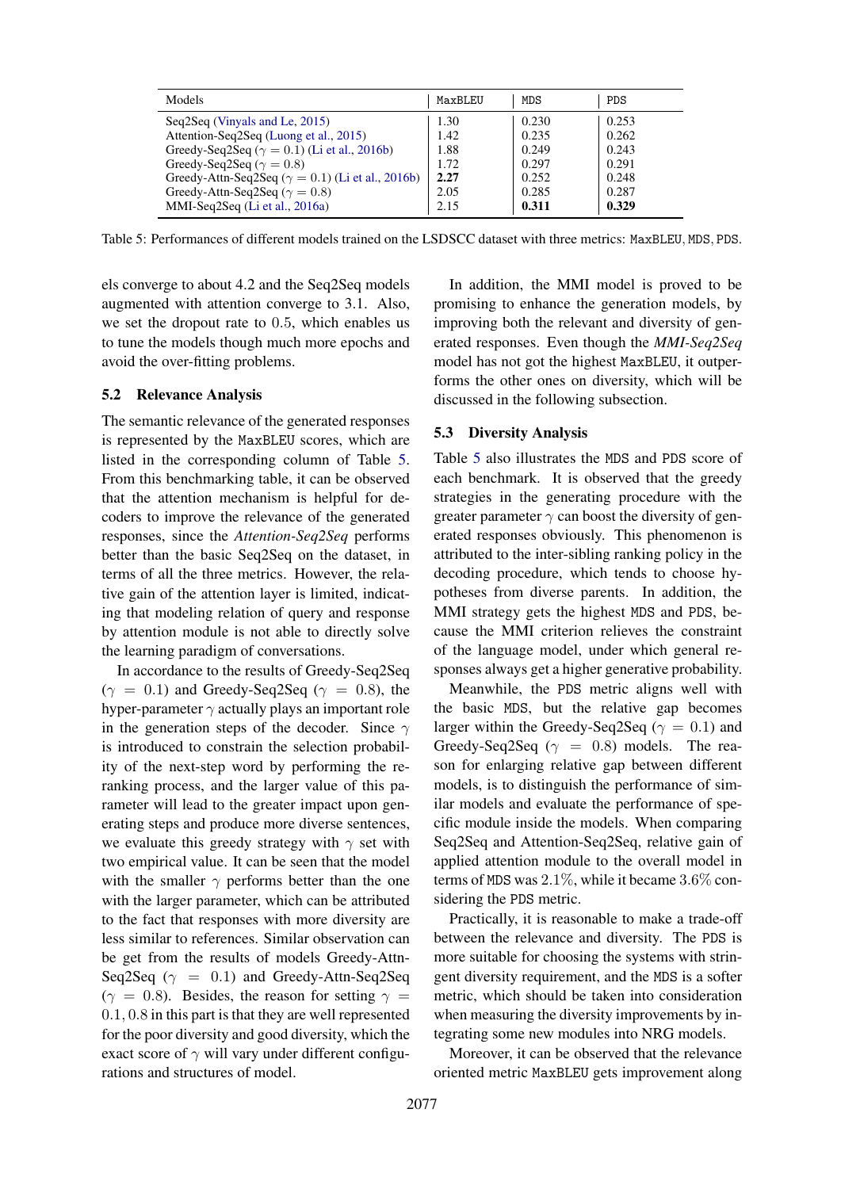| Models | MaxBLEU | MDS | PDS |
|---|---|---|---|
| Seq2Seq (Vinyals and Le, 2015) | 1.30 | 0.230 | 0.253 |
| Attention-Seq2Seq (Luong et al., 2015) | 1.42 | 0.235 | 0.262 |
| Greedy-Seq2Seq ($\gamma = 0.1$) (Li et al., 2016b) | 1.88 | 0.249 | 0.243 |
| Greedy-Seq2Seq ($\gamma = 0.8$) | 1.72 | 0.297 | 0.291 |
| Greedy-Attn-Seq2Seq ($\gamma = 0.1$) (Li et al., 2016b) | **2.27** | 0.252 | 0.248 |
| Greedy-Attn-Seq2Seq ($\gamma = 0.8$) | 2.05 | 0.285 | 0.287 |
| MMI-Seq2Seq (Li et al., 2016a) | 2.15 | **0.311** | **0.329** |

Table 5: Performances of different models trained on the LSDSCC dataset with three metrics: MaxBLEU, MDS, PDS.

els converge to about 4.2 and the Seq2Seq models augmented with attention converge to 3.1. Also, we set the dropout rate to 0.5, which enables us to tune the models though much more epochs and avoid the over-fitting problems.

### 5.2 Relevance Analysis

The semantic relevance of the generated responses is represented by the MaxBLEU scores, which are listed in the corresponding column of Table 5. From this benchmarking table, it can be observed that the attention mechanism is helpful for decoders to improve the relevance of the generated responses, since the *Attention-Seq2Seq* performs better than the basic Seq2Seq on the dataset, in terms of all the three metrics. However, the relative gain of the attention layer is limited, indicating that modeling relation of query and response by attention module is not able to directly solve the learning paradigm of conversations.

In accordance to the results of Greedy-Seq2Seq ($\gamma = 0.1$) and Greedy-Seq2Seq ($\gamma = 0.8$), the hyper-parameter $\gamma$ actually plays an important role in the generation steps of the decoder. Since $\gamma$ is introduced to constrain the selection probability of the next-step word by performing the re-ranking process, and the larger value of this parameter will lead to the greater impact upon generating steps and produce more diverse sentences, we evaluate this greedy strategy with $\gamma$ set with two empirical value. It can be seen that the model with the smaller $\gamma$ performs better than the one with the larger parameter, which can be attributed to the fact that responses with more diversity are less similar to references. Similar observation can be get from the results of models Greedy-Attn-Seq2Seq ($\gamma = 0.1$) and Greedy-Attn-Seq2Seq ($\gamma = 0.8$). Besides, the reason for setting $\gamma = 0.1, 0.8$ in this part is that they are well represented for the poor diversity and good diversity, which the exact score of $\gamma$ will vary under different configurations and structures of model.

In addition, the MMI model is proved to be promising to enhance the generation models, by improving both the relevant and diversity of generated responses. Even though the *MMI-Seq2Seq* model has not got the highest MaxBLEU, it outperforms the other ones on diversity, which will be discussed in the following subsection.

### 5.3 Diversity Analysis

Table 5 also illustrates the MDS and PDS score of each benchmark. It is observed that the greedy strategies in the generating procedure with the greater parameter $\gamma$ can boost the diversity of generated responses obviously. This phenomenon is attributed to the inter-sibling ranking policy in the decoding procedure, which tends to choose hypotheses from diverse parents. In addition, the MMI strategy gets the highest MDS and PDS, because the MMI criterion relieves the constraint of the language model, under which general responses always get a higher generative probability.

Meanwhile, the PDS metric aligns well with the basic MDS, but the relative gap becomes larger within the Greedy-Seq2Seq ($\gamma = 0.1$) and Greedy-Seq2Seq ($\gamma = 0.8$) models. The reason for enlarging relative gap between different models, is to distinguish the performance of similar models and evaluate the performance of specific module inside the models. When comparing Seq2Seq and Attention-Seq2Seq, relative gain of applied attention module to the overall model in terms of MDS was $2.1\%$, while it became $3.6\%$ considering the PDS metric.

Practically, it is reasonable to make a trade-off between the relevance and diversity. The PDS is more suitable for choosing the systems with stringent diversity requirement, and the MDS is a softer metric, which should be taken into consideration when measuring the diversity improvements by integrating some new modules into NRG models.

Moreover, it can be observed that the relevance oriented metric MaxBLEU gets improvement along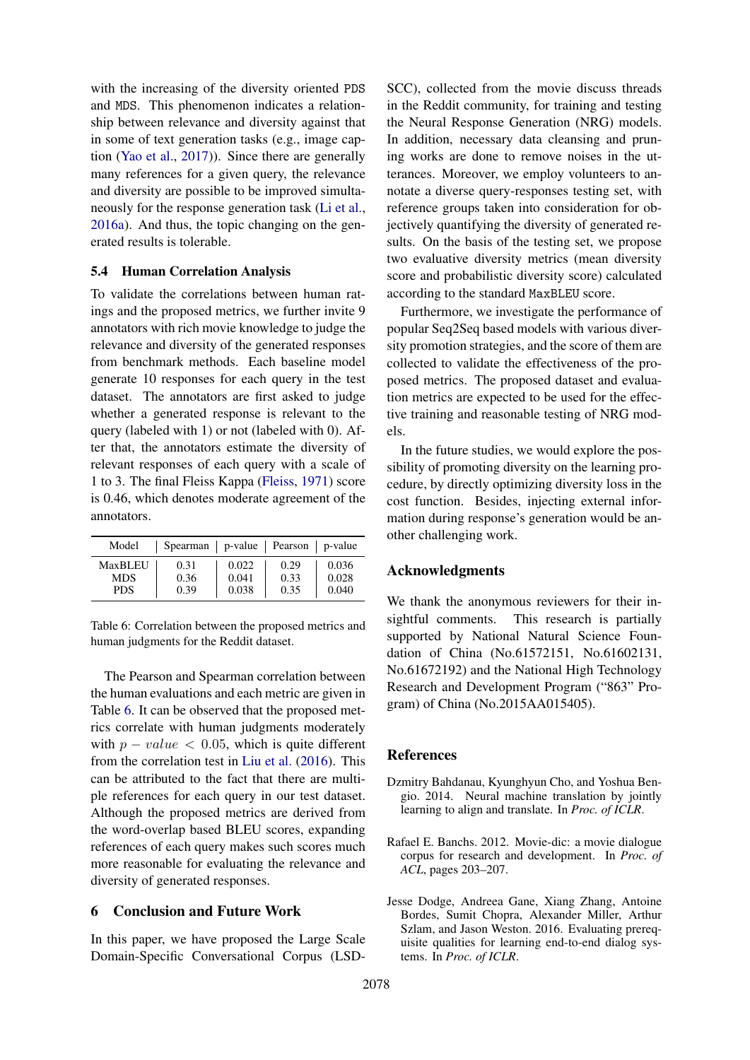with the increasing of the diversity oriented PDS and MDS. This phenomenon indicates a relationship between relevance and diversity against that in some of text generation tasks (e.g., image caption (Yao et al., 2017)). Since there are generally many references for a given query, the relevance and diversity are possible to be improved simultaneously for the response generation task (Li et al., 2016a). And thus, the topic changing on the generated results is tolerable.

### 5.4 Human Correlation Analysis

To validate the correlations between human ratings and the proposed metrics, we further invite 9 annotators with rich movie knowledge to judge the relevance and diversity of the generated responses from benchmark methods. Each baseline model generate 10 responses for each query in the test dataset. The annotators are first asked to judge whether a generated response is relevant to the query (labeled with 1) or not (labeled with 0). After that, the annotators estimate the diversity of relevant responses of each query with a scale of 1 to 3. The final Fleiss Kappa (Fleiss, 1971) score is 0.46, which denotes moderate agreement of the annotators.

| Model | Spearman | p-value | Pearson | p-value |
|---|---|---|---|---|
| MaxBLEU | 0.31 | 0.022 | 0.29 | 0.036 |
| MDS | 0.36 | 0.041 | 0.33 | 0.028 |
| PDS | 0.39 | 0.038 | 0.35 | 0.040 |

Table 6: Correlation between the proposed metrics and human judgments for the Reddit dataset.

The Pearson and Spearman correlation between the human evaluations and each metric are given in Table 6. It can be observed that the proposed metrics correlate with human judgments moderately with $p - value < 0.05$, which is quite different from the correlation test in Liu et al. (2016). This can be attributed to the fact that there are multiple references for each query in our test dataset. Although the proposed metrics are derived from the word-overlap based BLEU scores, expanding references of each query makes such scores much more reasonable for evaluating the relevance and diversity of generated responses.

## 6 Conclusion and Future Work

In this paper, we have proposed the Large Scale Domain-Specific Conversational Corpus (LSD-SCC), collected from the movie discuss threads in the Reddit community, for training and testing the Neural Response Generation (NRG) models. In addition, necessary data cleansing and pruning works are done to remove noises in the utterances. Moreover, we employ volunteers to annotate a diverse query-responses testing set, with reference groups taken into consideration for objectively quantifying the diversity of generated results. On the basis of the testing set, we propose two evaluative diversity metrics (mean diversity score and probabilistic diversity score) calculated according to the standard MaxBLEU score.

Furthermore, we investigate the performance of popular Seq2Seq based models with various diversity promotion strategies, and the score of them are collected to validate the effectiveness of the proposed metrics. The proposed dataset and evaluation metrics are expected to be used for the effective training and reasonable testing of NRG models.

In the future studies, we would explore the possibility of promoting diversity on the learning procedure, by directly optimizing diversity loss in the cost function. Besides, injecting external information during response's generation would be another challenging work.

## Acknowledgments

We thank the anonymous reviewers for their insightful comments. This research is partially supported by National Natural Science Foundation of China (No.61572151, No.61602131, No.61672192) and the National High Technology Research and Development Program ("863" Program) of China (No.2015AA015405).

## References

Dzmitry Bahdanau, Kyunghyun Cho, and Yoshua Bengio. 2014. Neural machine translation by jointly learning to align and translate. In *Proc. of ICLR*.

Rafael E. Banchs. 2012. Movie-dic: a movie dialogue corpus for research and development. In *Proc. of ACL*, pages 203–207.

Jesse Dodge, Andreea Gane, Xiang Zhang, Antoine Bordes, Sumit Chopra, Alexander Miller, Arthur Szlam, and Jason Weston. 2016. Evaluating prerequisite qualities for learning end-to-end dialog systems. In *Proc. of ICLR*.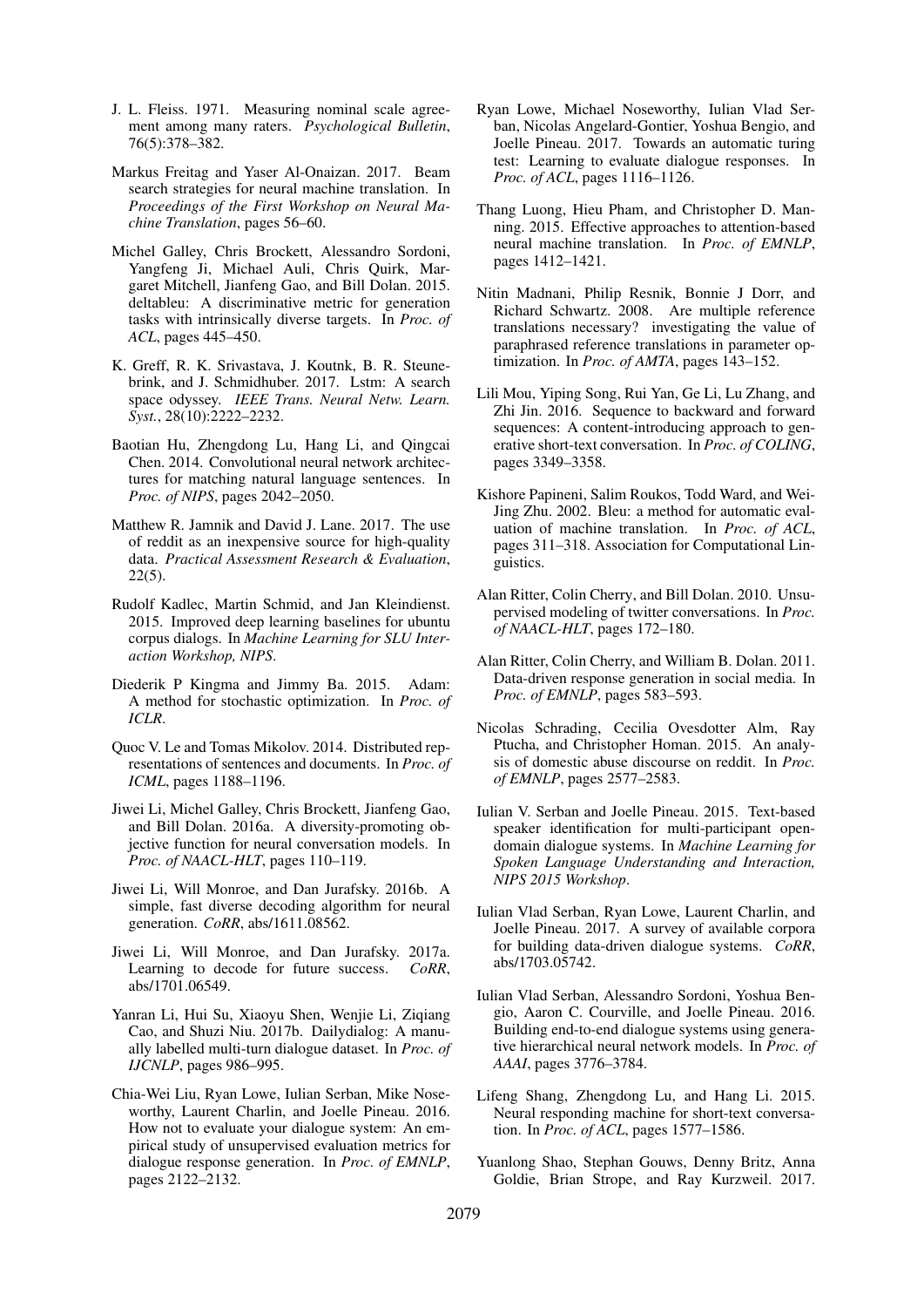J. L. Fleiss. 1971. Measuring nominal scale agreement among many raters. *Psychological Bulletin*, 76(5):378–382.

Markus Freitag and Yaser Al-Onaizan. 2017. Beam search strategies for neural machine translation. In *Proceedings of the First Workshop on Neural Machine Translation*, pages 56–60.

Michel Galley, Chris Brockett, Alessandro Sordoni, Yangfeng Ji, Michael Auli, Chris Quirk, Margaret Mitchell, Jianfeng Gao, and Bill Dolan. 2015. deltableu: A discriminative metric for generation tasks with intrinsically diverse targets. In *Proc. of ACL*, pages 445–450.

K. Greff, R. K. Srivastava, J. Koutnk, B. R. Steunebrink, and J. Schmidhuber. 2017. Lstm: A search space odyssey. *IEEE Trans. Neural Netw. Learn. Syst.*, 28(10):2222–2232.

Baotian Hu, Zhengdong Lu, Hang Li, and Qingcai Chen. 2014. Convolutional neural network architectures for matching natural language sentences. In *Proc. of NIPS*, pages 2042–2050.

Matthew R. Jamnik and David J. Lane. 2017. The use of reddit as an inexpensive source for high-quality data. *Practical Assessment Research & Evaluation*, 22(5).

Rudolf Kadlec, Martin Schmid, and Jan Kleindienst. 2015. Improved deep learning baselines for ubuntu corpus dialogs. In *Machine Learning for SLU Interaction Workshop, NIPS*.

Diederik P Kingma and Jimmy Ba. 2015. Adam: A method for stochastic optimization. In *Proc. of ICLR*.

Quoc V. Le and Tomas Mikolov. 2014. Distributed representations of sentences and documents. In *Proc. of ICML*, pages 1188–1196.

Jiwei Li, Michel Galley, Chris Brockett, Jianfeng Gao, and Bill Dolan. 2016a. A diversity-promoting objective function for neural conversation models. In *Proc. of NAACL-HLT*, pages 110–119.

Jiwei Li, Will Monroe, and Dan Jurafsky. 2016b. A simple, fast diverse decoding algorithm for neural generation. *CoRR*, abs/1611.08562.

Jiwei Li, Will Monroe, and Dan Jurafsky. 2017a. Learning to decode for future success. *CoRR*, abs/1701.06549.

Yanran Li, Hui Su, Xiaoyu Shen, Wenjie Li, Ziqiang Cao, and Shuzi Niu. 2017b. Dailydialog: A manually labelled multi-turn dialogue dataset. In *Proc. of IJCNLP*, pages 986–995.

Chia-Wei Liu, Ryan Lowe, Iulian Serban, Mike Noseworthy, Laurent Charlin, and Joelle Pineau. 2016. How not to evaluate your dialogue system: An empirical study of unsupervised evaluation metrics for dialogue response generation. In *Proc. of EMNLP*, pages 2122–2132.

Ryan Lowe, Michael Noseworthy, Iulian Vlad Serban, Nicolas Angelard-Gontier, Yoshua Bengio, and Joelle Pineau. 2017. Towards an automatic turing test: Learning to evaluate dialogue responses. In *Proc. of ACL*, pages 1116–1126.

Thang Luong, Hieu Pham, and Christopher D. Manning. 2015. Effective approaches to attention-based neural machine translation. In *Proc. of EMNLP*, pages 1412–1421.

Nitin Madnani, Philip Resnik, Bonnie J Dorr, and Richard Schwartz. 2008. Are multiple reference translations necessary? investigating the value of paraphrased reference translations in parameter optimization. In *Proc. of AMTA*, pages 143–152.

Lili Mou, Yiping Song, Rui Yan, Ge Li, Lu Zhang, and Zhi Jin. 2016. Sequence to backward and forward sequences: A content-introducing approach to generative short-text conversation. In *Proc. of COLING*, pages 3349–3358.

Kishore Papineni, Salim Roukos, Todd Ward, and Wei-Jing Zhu. 2002. Bleu: a method for automatic evaluation of machine translation. In *Proc. of ACL*, pages 311–318. Association for Computational Linguistics.

Alan Ritter, Colin Cherry, and Bill Dolan. 2010. Unsupervised modeling of twitter conversations. In *Proc. of NAACL-HLT*, pages 172–180.

Alan Ritter, Colin Cherry, and William B. Dolan. 2011. Data-driven response generation in social media. In *Proc. of EMNLP*, pages 583–593.

Nicolas Schrading, Cecilia Ovesdotter Alm, Ray Ptucha, and Christopher Homan. 2015. An analysis of domestic abuse discourse on reddit. In *Proc. of EMNLP*, pages 2577–2583.

Iulian V. Serban and Joelle Pineau. 2015. Text-based speaker identification for multi-participant open-domain dialogue systems. In *Machine Learning for Spoken Language Understanding and Interaction, NIPS 2015 Workshop*.

Iulian Vlad Serban, Ryan Lowe, Laurent Charlin, and Joelle Pineau. 2017. A survey of available corpora for building data-driven dialogue systems. *CoRR*, abs/1703.05742.

Iulian Vlad Serban, Alessandro Sordoni, Yoshua Bengio, Aaron C. Courville, and Joelle Pineau. 2016. Building end-to-end dialogue systems using generative hierarchical neural network models. In *Proc. of AAAI*, pages 3776–3784.

Lifeng Shang, Zhengdong Lu, and Hang Li. 2015. Neural responding machine for short-text conversation. In *Proc. of ACL*, pages 1577–1586.

Yuanlong Shao, Stephan Gouws, Denny Britz, Anna Goldie, Brian Strope, and Ray Kurzweil. 2017.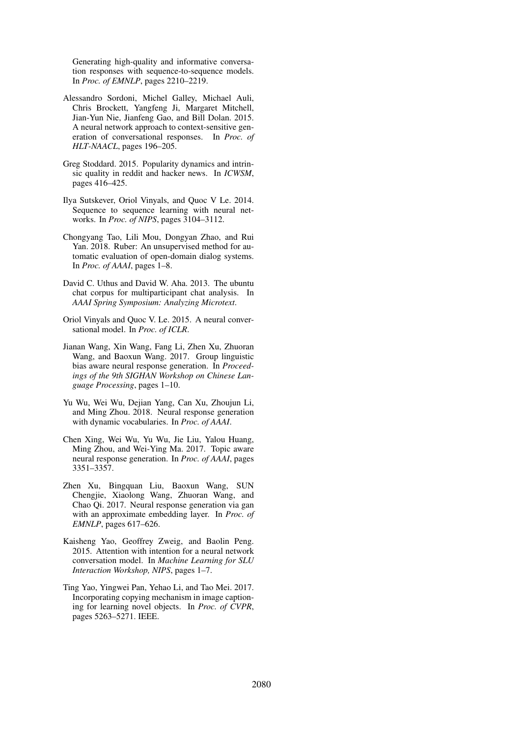Generating high-quality and informative conversation responses with sequence-to-sequence models. In *Proc. of EMNLP*, pages 2210–2219.

Alessandro Sordoni, Michel Galley, Michael Auli, Chris Brockett, Yangfeng Ji, Margaret Mitchell, Jian-Yun Nie, Jianfeng Gao, and Bill Dolan. 2015. A neural network approach to context-sensitive generation of conversational responses. In *Proc. of HLT-NAACL*, pages 196–205.

Greg Stoddard. 2015. Popularity dynamics and intrinsic quality in reddit and hacker news. In *ICWSM*, pages 416–425.

Ilya Sutskever, Oriol Vinyals, and Quoc V Le. 2014. Sequence to sequence learning with neural networks. In *Proc. of NIPS*, pages 3104–3112.

Chongyang Tao, Lili Mou, Dongyan Zhao, and Rui Yan. 2018. Ruber: An unsupervised method for automatic evaluation of open-domain dialog systems. In *Proc. of AAAI*, pages 1–8.

David C. Uthus and David W. Aha. 2013. The ubuntu chat corpus for multiparticipant chat analysis. In *AAAI Spring Symposium: Analyzing Microtext*.

Oriol Vinyals and Quoc V. Le. 2015. A neural conversational model. In *Proc. of ICLR*.

Jianan Wang, Xin Wang, Fang Li, Zhen Xu, Zhuoran Wang, and Baoxun Wang. 2017. Group linguistic bias aware neural response generation. In *Proceedings of the 9th SIGHAN Workshop on Chinese Language Processing*, pages 1–10.

Yu Wu, Wei Wu, Dejian Yang, Can Xu, Zhoujun Li, and Ming Zhou. 2018. Neural response generation with dynamic vocabularies. In *Proc. of AAAI*.

Chen Xing, Wei Wu, Yu Wu, Jie Liu, Yalou Huang, Ming Zhou, and Wei-Ying Ma. 2017. Topic aware neural response generation. In *Proc. of AAAI*, pages 3351–3357.

Zhen Xu, Bingquan Liu, Baoxun Wang, SUN Chengjie, Xiaolong Wang, Zhuoran Wang, and Chao Qi. 2017. Neural response generation via gan with an approximate embedding layer. In *Proc. of EMNLP*, pages 617–626.

Kaisheng Yao, Geoffrey Zweig, and Baolin Peng. 2015. Attention with intention for a neural network conversation model. In *Machine Learning for SLU Interaction Workshop, NIPS*, pages 1–7.

Ting Yao, Yingwei Pan, Yehao Li, and Tao Mei. 2017. Incorporating copying mechanism in image captioning for learning novel objects. In *Proc. of CVPR*, pages 5263–5271. IEEE.